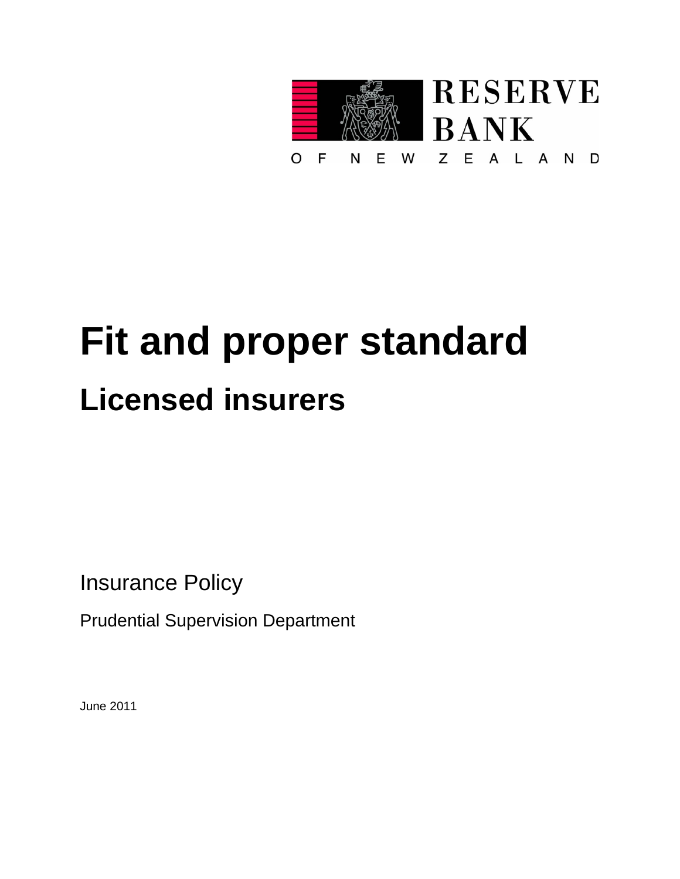RESERVE BANK

OF NEW ZEALAND

# Fit and proper standard

## Licensed insurers

Insurance Policy

Prudential Supervision Department

June 2011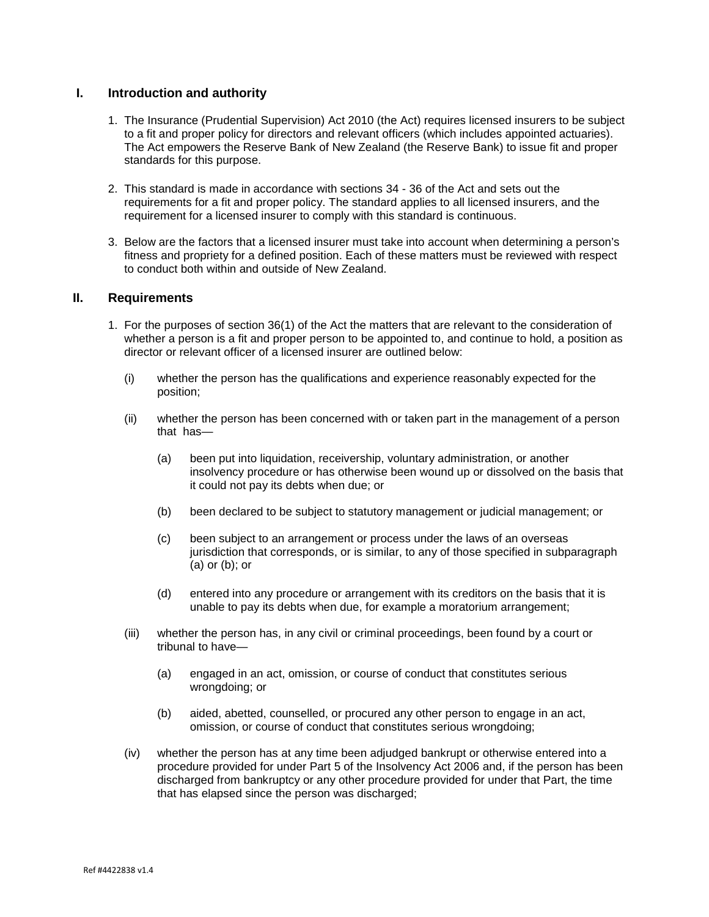## I. Introduction and authority

1. The Insurance (Prudential Supervision) Act 2010 (the Act) requires licensed insurers to be subject to a fit and proper policy for directors and relevant officers (which includes appointed actuaries). The Act empowers the Reserve Bank of New Zealand (the Reserve Bank) to issue fit and proper standards for this purpose.

2. This standard is made in accordance with sections 34 - 36 of the Act and sets out the requirements for a fit and proper policy. The standard applies to all licensed insurers, and the requirement for a licensed insurer to comply with this standard is continuous.

3. Below are the factors that a licensed insurer must take into account when determining a person's fitness and propriety for a defined position. Each of these matters must be reviewed with respect to conduct both within and outside of New Zealand.

## II. Requirements

1. For the purposes of section 36(1) of the Act the matters that are relevant to the consideration of whether a person is a fit and proper person to be appointed to, and continue to hold, a position as director or relevant officer of a licensed insurer are outlined below:

   (i) whether the person has the qualifications and experience reasonably expected for the position;

   (ii) whether the person has been concerned with or taken part in the management of a person that has—

      (a) been put into liquidation, receivership, voluntary administration, or another insolvency procedure or has otherwise been wound up or dissolved on the basis that it could not pay its debts when due; or

      (b) been declared to be subject to statutory management or judicial management; or

      (c) been subject to an arrangement or process under the laws of an overseas jurisdiction that corresponds, or is similar, to any of those specified in subparagraph (a) or (b); or

      (d) entered into any procedure or arrangement with its creditors on the basis that it is unable to pay its debts when due, for example a moratorium arrangement;

   (iii) whether the person has, in any civil or criminal proceedings, been found by a court or tribunal to have—

      (a) engaged in an act, omission, or course of conduct that constitutes serious wrongdoing; or

      (b) aided, abetted, counselled, or procured any other person to engage in an act, omission, or course of conduct that constitutes serious wrongdoing;

   (iv) whether the person has at any time been adjudged bankrupt or otherwise entered into a procedure provided for under Part 5 of the Insolvency Act 2006 and, if the person has been discharged from bankruptcy or any other procedure provided for under that Part, the time that has elapsed since the person was discharged;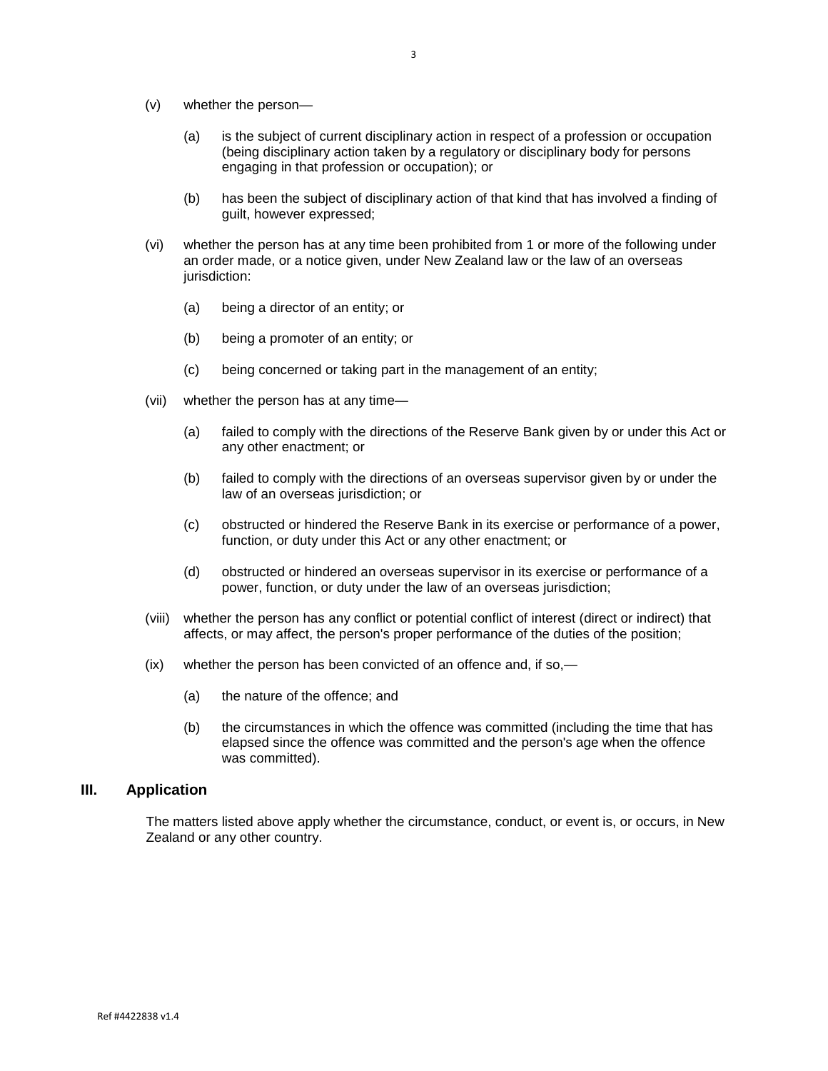(v) whether the person—

  (a) is the subject of current disciplinary action in respect of a profession or occupation (being disciplinary action taken by a regulatory or disciplinary body for persons engaging in that profession or occupation); or

  (b) has been the subject of disciplinary action of that kind that has involved a finding of guilt, however expressed;

(vi) whether the person has at any time been prohibited from 1 or more of the following under an order made, or a notice given, under New Zealand law or the law of an overseas jurisdiction:

  (a) being a director of an entity; or

  (b) being a promoter of an entity; or

  (c) being concerned or taking part in the management of an entity;

(vii) whether the person has at any time—

  (a) failed to comply with the directions of the Reserve Bank given by or under this Act or any other enactment; or

  (b) failed to comply with the directions of an overseas supervisor given by or under the law of an overseas jurisdiction; or

  (c) obstructed or hindered the Reserve Bank in its exercise or performance of a power, function, or duty under this Act or any other enactment; or

  (d) obstructed or hindered an overseas supervisor in its exercise or performance of a power, function, or duty under the law of an overseas jurisdiction;

(viii) whether the person has any conflict or potential conflict of interest (direct or indirect) that affects, or may affect, the person's proper performance of the duties of the position;

(ix) whether the person has been convicted of an offence and, if so,—

  (a) the nature of the offence; and

  (b) the circumstances in which the offence was committed (including the time that has elapsed since the offence was committed and the person's age when the offence was committed).

## III. Application

The matters listed above apply whether the circumstance, conduct, or event is, or occurs, in New Zealand or any other country.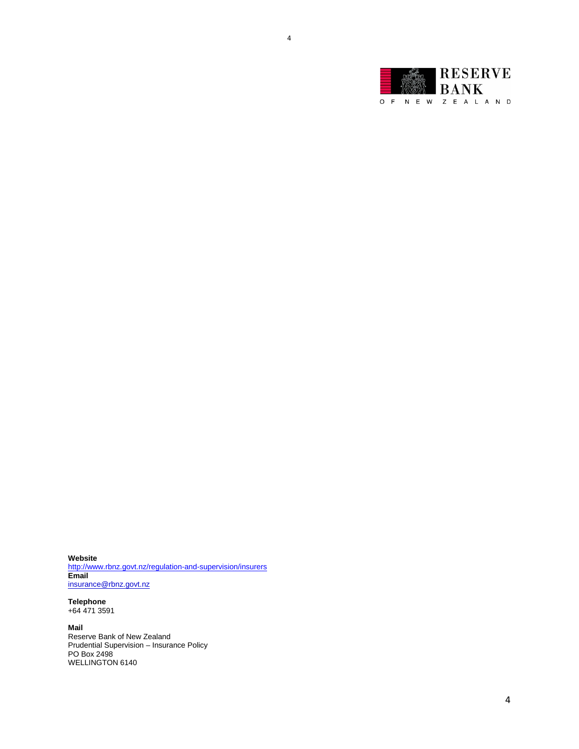RESERVE BANK OF NEW ZEALAND

**Website**
[http://www.rbnz.govt.nz/regulation-and-supervision/insurers](http://www.rbnz.govt.nz/regulation-and-supervision/insurers)
**Email**
[insurance@rbnz.govt.nz](mailto:insurance@rbnz.govt.nz)

**Telephone**
+64 471 3591

**Mail**
Reserve Bank of New Zealand
Prudential Supervision – Insurance Policy
PO Box 2498
WELLINGTON 6140